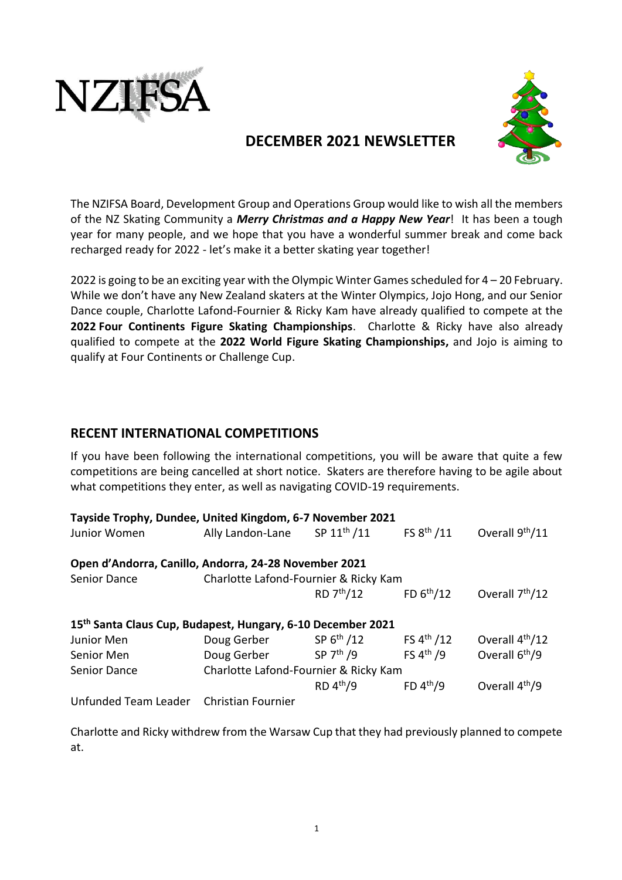NZIFSA

# DECEMBER 2021 NEWSLETTER

The NZIFSA Board, Development Group and Operations Group would like to wish all the members of the NZ Skating Community a ***Merry Christmas and a Happy New Year***! It has been a tough year for many people, and we hope that you have a wonderful summer break and come back recharged ready for 2022 - let's make it a better skating year together!

2022 is going to be an exciting year with the Olympic Winter Games scheduled for 4 – 20 February. While we don't have any New Zealand skaters at the Winter Olympics, Jojo Hong, and our Senior Dance couple, Charlotte Lafond-Fournier & Ricky Kam have already qualified to compete at the **2022 Four Continents Figure Skating Championships**. Charlotte & Ricky have also already qualified to compete at the **2022 World Figure Skating Championships,** and Jojo is aiming to qualify at Four Continents or Challenge Cup.

## RECENT INTERNATIONAL COMPETITIONS

If you have been following the international competitions, you will be aware that quite a few competitions are being cancelled at short notice. Skaters are therefore having to be agile about what competitions they enter, as well as navigating COVID-19 requirements.

**Tayside Trophy, Dundee, United Kingdom, 6-7 November 2021**

| | | | | |
|---|---|---|---|---|
| Junior Women | Ally Landon-Lane | SP 11th /11 | FS 8th /11 | Overall 9th/11 |

**Open d'Andorra, Canillo, Andorra, 24-28 November 2021**

| | | | | |
|---|---|---|---|---|
| Senior Dance | Charlotte Lafond-Fournier & Ricky Kam | | | |
| | | RD 7th/12 | FD 6th/12 | Overall 7th/12 |

**15th Santa Claus Cup, Budapest, Hungary, 6-10 December 2021**

| | | | | |
|---|---|---|---|---|
| Junior Men | Doug Gerber | SP 6th /12 | FS 4th /12 | Overall 4th/12 |
| Senior Men | Doug Gerber | SP 7th /9 | FS 4th /9 | Overall 6th/9 |
| Senior Dance | Charlotte Lafond-Fournier & Ricky Kam | | | |
| | | RD 4th/9 | FD 4th/9 | Overall 4th/9 |
| Unfunded Team Leader | Christian Fournier | | | |

Charlotte and Ricky withdrew from the Warsaw Cup that they had previously planned to compete at.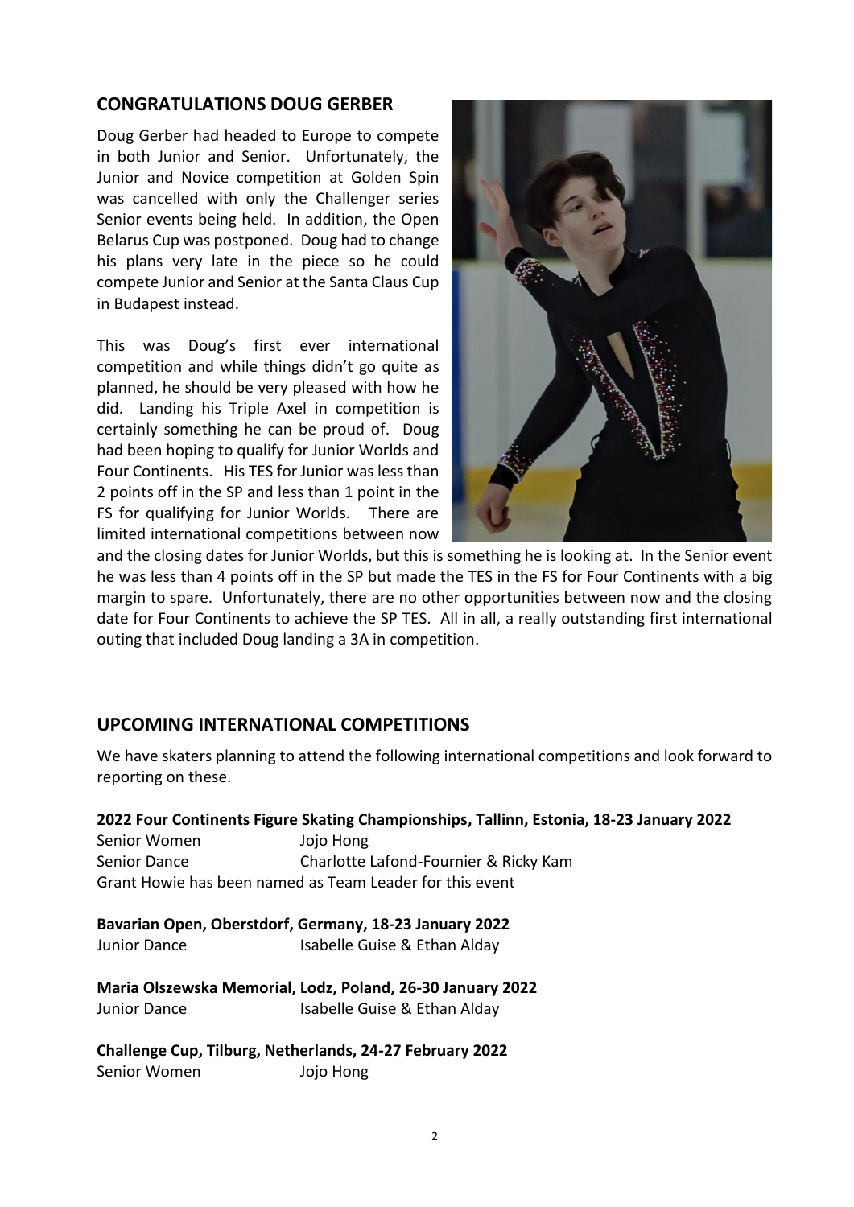## CONGRATULATIONS DOUG GERBER

Doug Gerber had headed to Europe to compete in both Junior and Senior. Unfortunately, the Junior and Novice competition at Golden Spin was cancelled with only the Challenger series Senior events being held. In addition, the Open Belarus Cup was postponed. Doug had to change his plans very late in the piece so he could compete Junior and Senior at the Santa Claus Cup in Budapest instead.

This was Doug's first ever international competition and while things didn't go quite as planned, he should be very pleased with how he did. Landing his Triple Axel in competition is certainly something he can be proud of. Doug had been hoping to qualify for Junior Worlds and Four Continents. His TES for Junior was less than 2 points off in the SP and less than 1 point in the FS for qualifying for Junior Worlds. There are limited international competitions between now and the closing dates for Junior Worlds, but this is something he is looking at. In the Senior event he was less than 4 points off in the SP but made the TES in the FS for Four Continents with a big margin to spare. Unfortunately, there are no other opportunities between now and the closing date for Four Continents to achieve the SP TES. All in all, a really outstanding first international outing that included Doug landing a 3A in competition.

## UPCOMING INTERNATIONAL COMPETITIONS

We have skaters planning to attend the following international competitions and look forward to reporting on these.

**2022 Four Continents Figure Skating Championships, Tallinn, Estonia, 18-23 January 2022**

| | |
|---|---|
| Senior Women | Jojo Hong |
| Senior Dance | Charlotte Lafond-Fournier & Ricky Kam |

Grant Howie has been named as Team Leader for this event

**Bavarian Open, Oberstdorf, Germany, 18-23 January 2022**

| | |
|---|---|
| Junior Dance | Isabelle Guise & Ethan Alday |

**Maria Olszewska Memorial, Lodz, Poland, 26-30 January 2022**

| | |
|---|---|
| Junior Dance | Isabelle Guise & Ethan Alday |

**Challenge Cup, Tilburg, Netherlands, 24-27 February 2022**

| | |
|---|---|
| Senior Women | Jojo Hong |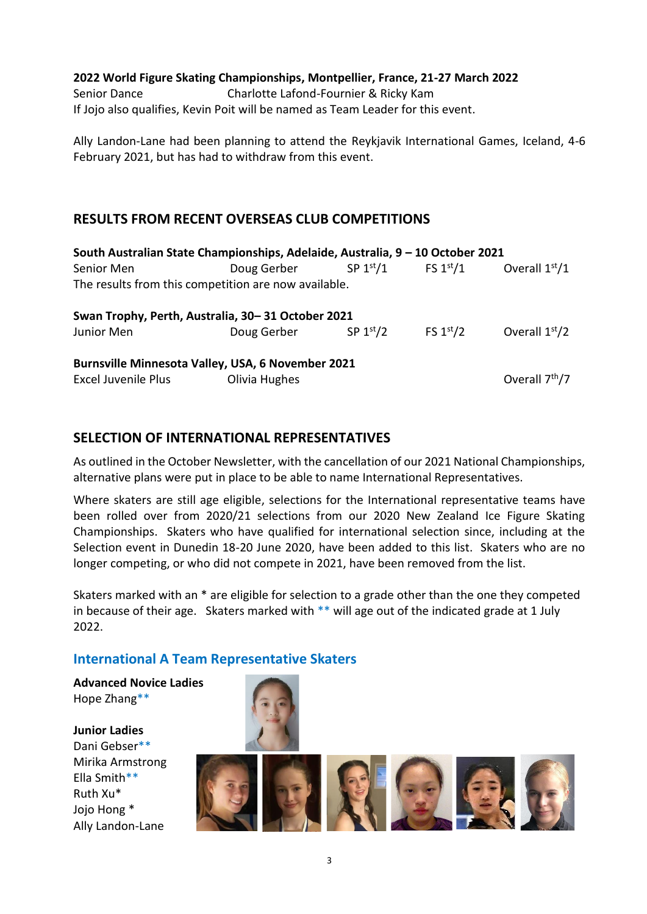**2022 World Figure Skating Championships, Montpellier, France, 21-27 March 2022**

Senior Dance Charlotte Lafond-Fournier & Ricky Kam

If Jojo also qualifies, Kevin Poit will be named as Team Leader for this event.

Ally Landon-Lane had been planning to attend the Reykjavik International Games, Iceland, 4-6 February 2021, but has had to withdraw from this event.

## RESULTS FROM RECENT OVERSEAS CLUB COMPETITIONS

**South Australian State Championships, Adelaide, Australia, 9 – 10 October 2021**

| | | | | |
|---|---|---|---|---|
| Senior Men | Doug Gerber | SP 1st/1 | FS 1st/1 | Overall 1st/1 |

The results from this competition are now available.

**Swan Trophy, Perth, Australia, 30– 31 October 2021**

| | | | | |
|---|---|---|---|---|
| Junior Men | Doug Gerber | SP 1st/2 | FS 1st/2 | Overall 1st/2 |

**Burnsville Minnesota Valley, USA, 6 November 2021**

| | | | | |
|---|---|---|---|---|
| Excel Juvenile Plus | Olivia Hughes | | | Overall 7th/7 |

## SELECTION OF INTERNATIONAL REPRESENTATIVES

As outlined in the October Newsletter, with the cancellation of our 2021 National Championships, alternative plans were put in place to be able to name International Representatives.

Where skaters are still age eligible, selections for the International representative teams have been rolled over from 2020/21 selections from our 2020 New Zealand Ice Figure Skating Championships. Skaters who have qualified for international selection since, including at the Selection event in Dunedin 18-20 June 2020, have been added to this list. Skaters who are no longer competing, or who did not compete in 2021, have been removed from the list.

Skaters marked with an * are eligible for selection to a grade other than the one they competed in because of their age. Skaters marked with ** will age out of the indicated grade at 1 July 2022.

### International A Team Representative Skaters

**Advanced Novice Ladies**

Hope Zhang**

**Junior Ladies**

Dani Gebser**

Mirika Armstrong

Ella Smith**

Ruth Xu*

Jojo Hong *

Ally Landon-Lane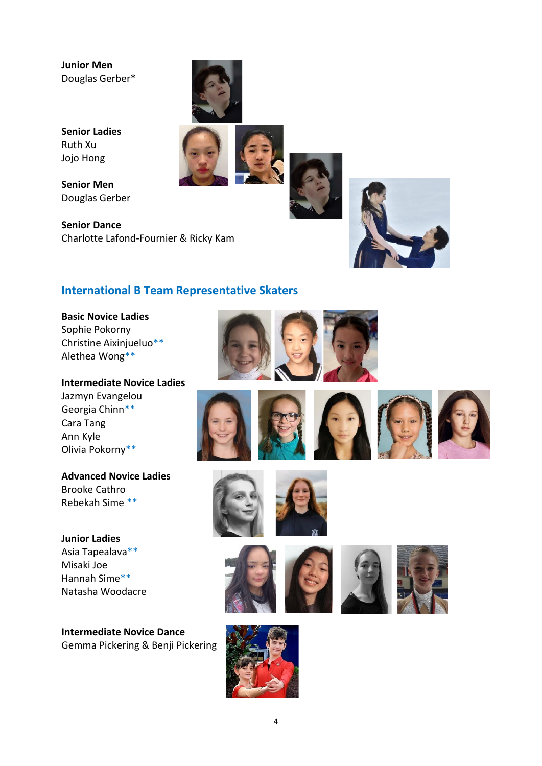**Junior Men**
Douglas Gerber*

**Senior Ladies**
Ruth Xu
Jojo Hong

**Senior Men**
Douglas Gerber

**Senior Dance**
Charlotte Lafond-Fournier & Ricky Kam

## International B Team Representative Skaters

**Basic Novice Ladies**
Sophie Pokorny
Christine Aixinjueluo**
Alethea Wong**

**Intermediate Novice Ladies**
Jazmyn Evangelou
Georgia Chinn**
Cara Tang
Ann Kyle
Olivia Pokorny**

**Advanced Novice Ladies**
Brooke Cathro
Rebekah Sime **

**Junior Ladies**
Asia Tapealava**
Misaki Joe
Hannah Sime**
Natasha Woodacre

**Intermediate Novice Dance**
Gemma Pickering & Benji Pickering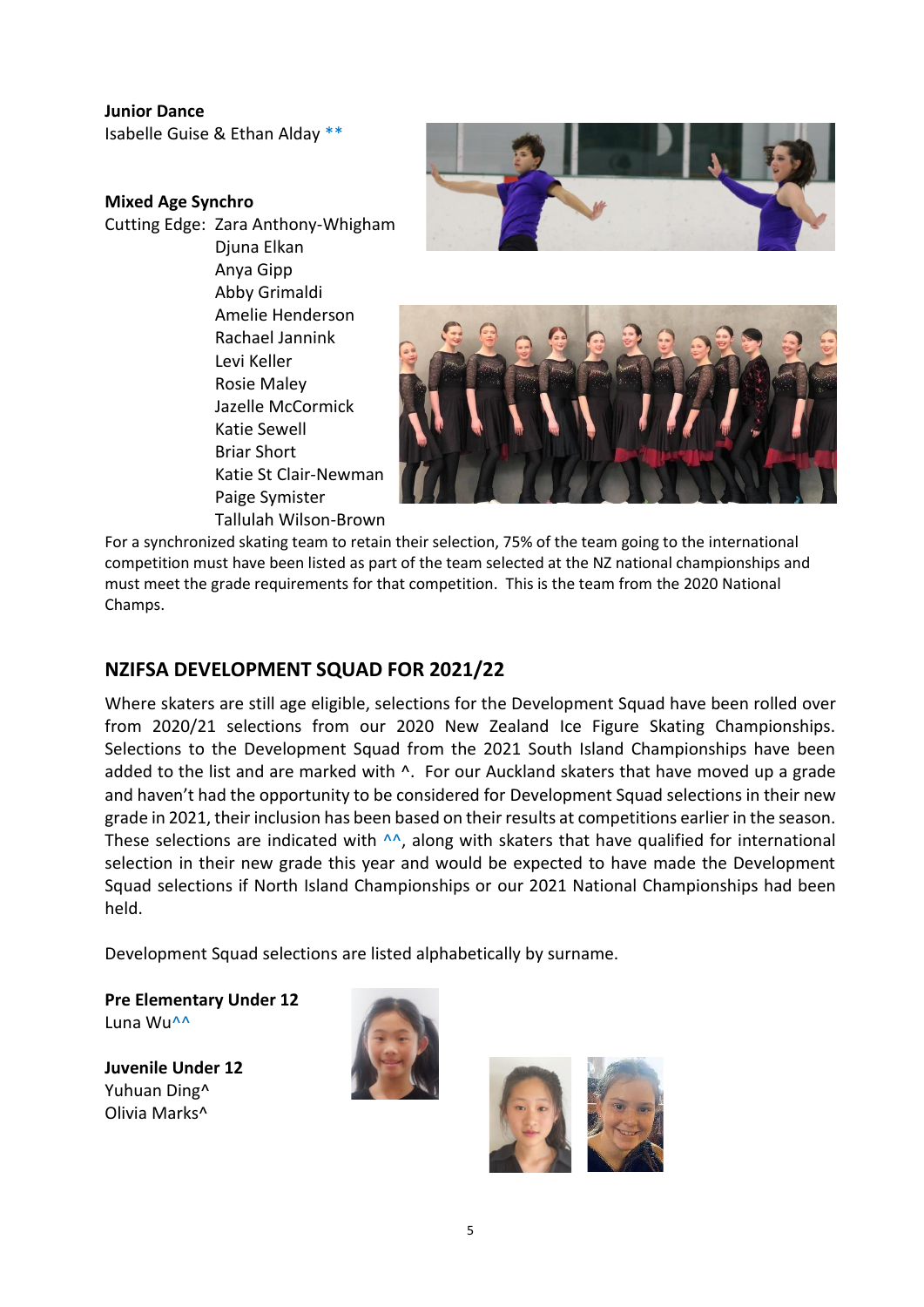**Junior Dance**
Isabelle Guise & Ethan Alday **

**Mixed Age Synchro**
Cutting Edge: Zara Anthony-Whigham
Djuna Elkan
Anya Gipp
Abby Grimaldi
Amelie Henderson
Rachael Jannink
Levi Keller
Rosie Maley
Jazelle McCormick
Katie Sewell
Briar Short
Katie St Clair-Newman
Paige Symister
Tallulah Wilson-Brown

For a synchronized skating team to retain their selection, 75% of the team going to the international competition must have been listed as part of the team selected at the NZ national championships and must meet the grade requirements for that competition. This is the team from the 2020 National Champs.

## NZIFSA DEVELOPMENT SQUAD FOR 2021/22

Where skaters are still age eligible, selections for the Development Squad have been rolled over from 2020/21 selections from our 2020 New Zealand Ice Figure Skating Championships. Selections to the Development Squad from the 2021 South Island Championships have been added to the list and are marked with ^. For our Auckland skaters that have moved up a grade and haven't had the opportunity to be considered for Development Squad selections in their new grade in 2021, their inclusion has been based on their results at competitions earlier in the season. These selections are indicated with ^^, along with skaters that have qualified for international selection in their new grade this year and would be expected to have made the Development Squad selections if North Island Championships or our 2021 National Championships had been held.

Development Squad selections are listed alphabetically by surname.

**Pre Elementary Under 12**
Luna Wu^^

**Juvenile Under 12**
Yuhuan Ding^
Olivia Marks^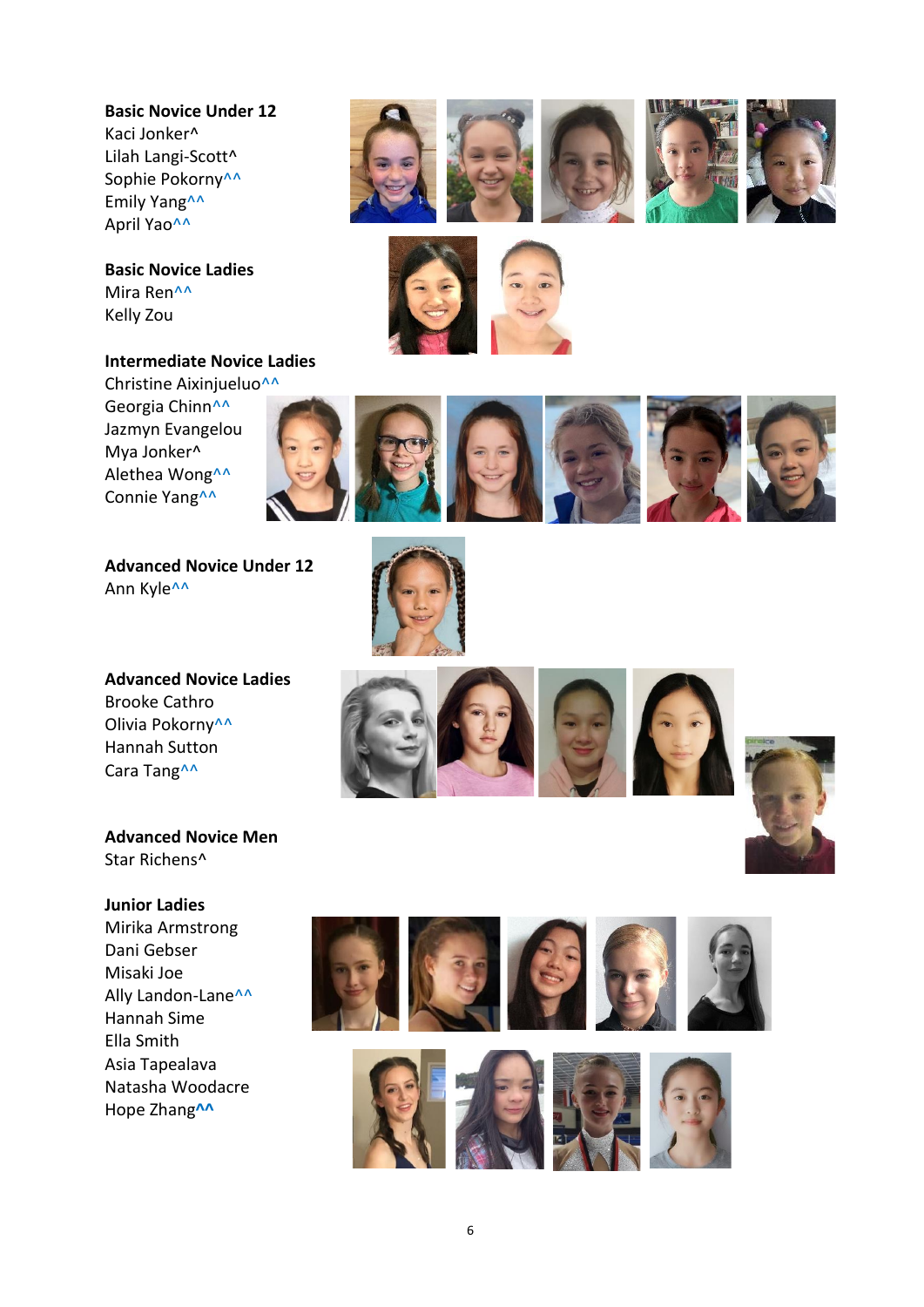**Basic Novice Under 12**
Kaci Jonker^
Lilah Langi-Scott^
Sophie Pokorny^^
Emily Yang^^
April Yao^^

**Basic Novice Ladies**
Mira Ren^^
Kelly Zou

**Intermediate Novice Ladies**
Christine Aixinjueluo^^
Georgia Chinn^^
Jazmyn Evangelou
Mya Jonker^
Alethea Wong^^
Connie Yang^^

**Advanced Novice Under 12**
Ann Kyle^^

**Advanced Novice Ladies**
Brooke Cathro
Olivia Pokorny^^
Hannah Sutton
Cara Tang^^

**Advanced Novice Men**
Star Richens^

**Junior Ladies**
Mirika Armstrong
Dani Gebser
Misaki Joe
Ally Landon-Lane^^
Hannah Sime
Ella Smith
Asia Tapealava
Natasha Woodacre
Hope Zhang^^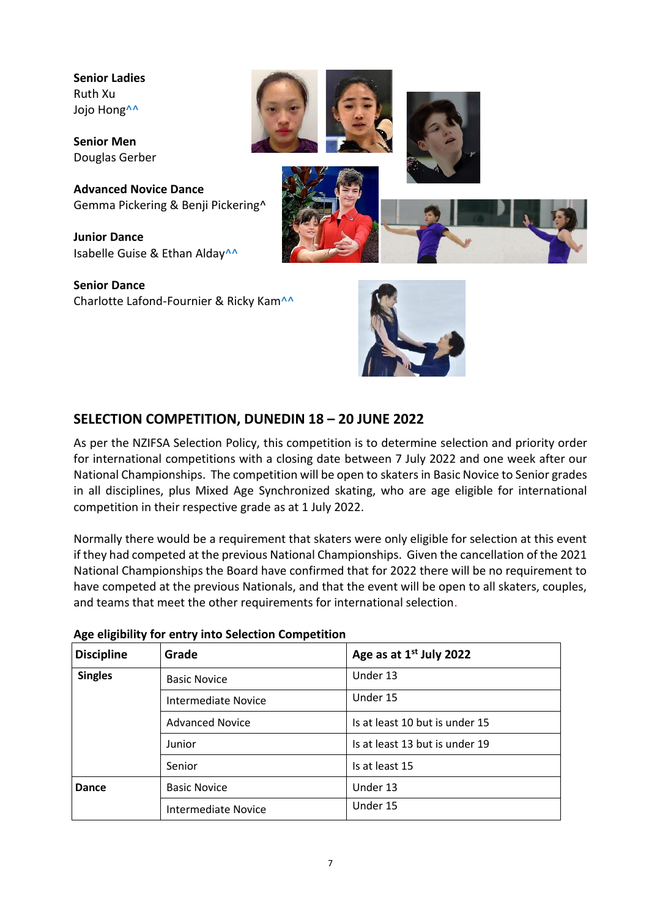**Senior Ladies**
Ruth Xu
Jojo Hong^^

**Senior Men**
Douglas Gerber

**Advanced Novice Dance**
Gemma Pickering & Benji Pickering^

**Junior Dance**
Isabelle Guise & Ethan Alday^^

**Senior Dance**
Charlotte Lafond-Fournier & Ricky Kam^^

## SELECTION COMPETITION, DUNEDIN 18 – 20 JUNE 2022

As per the NZIFSA Selection Policy, this competition is to determine selection and priority order for international competitions with a closing date between 7 July 2022 and one week after our National Championships. The competition will be open to skaters in Basic Novice to Senior grades in all disciplines, plus Mixed Age Synchronized skating, who are age eligible for international competition in their respective grade as at 1 July 2022.

Normally there would be a requirement that skaters were only eligible for selection at this event if they had competed at the previous National Championships. Given the cancellation of the 2021 National Championships the Board have confirmed that for 2022 there will be no requirement to have competed at the previous Nationals, and that the event will be open to all skaters, couples, and teams that meet the other requirements for international selection.

**Age eligibility for entry into Selection Competition**

| Discipline | Grade | Age as at 1st July 2022 |
|---|---|---|
| **Singles** | Basic Novice | Under 13 |
| | Intermediate Novice | Under 15 |
| | Advanced Novice | Is at least 10 but is under 15 |
| | Junior | Is at least 13 but is under 19 |
| | Senior | Is at least 15 |
| **Dance** | Basic Novice | Under 13 |
| | Intermediate Novice | Under 15 |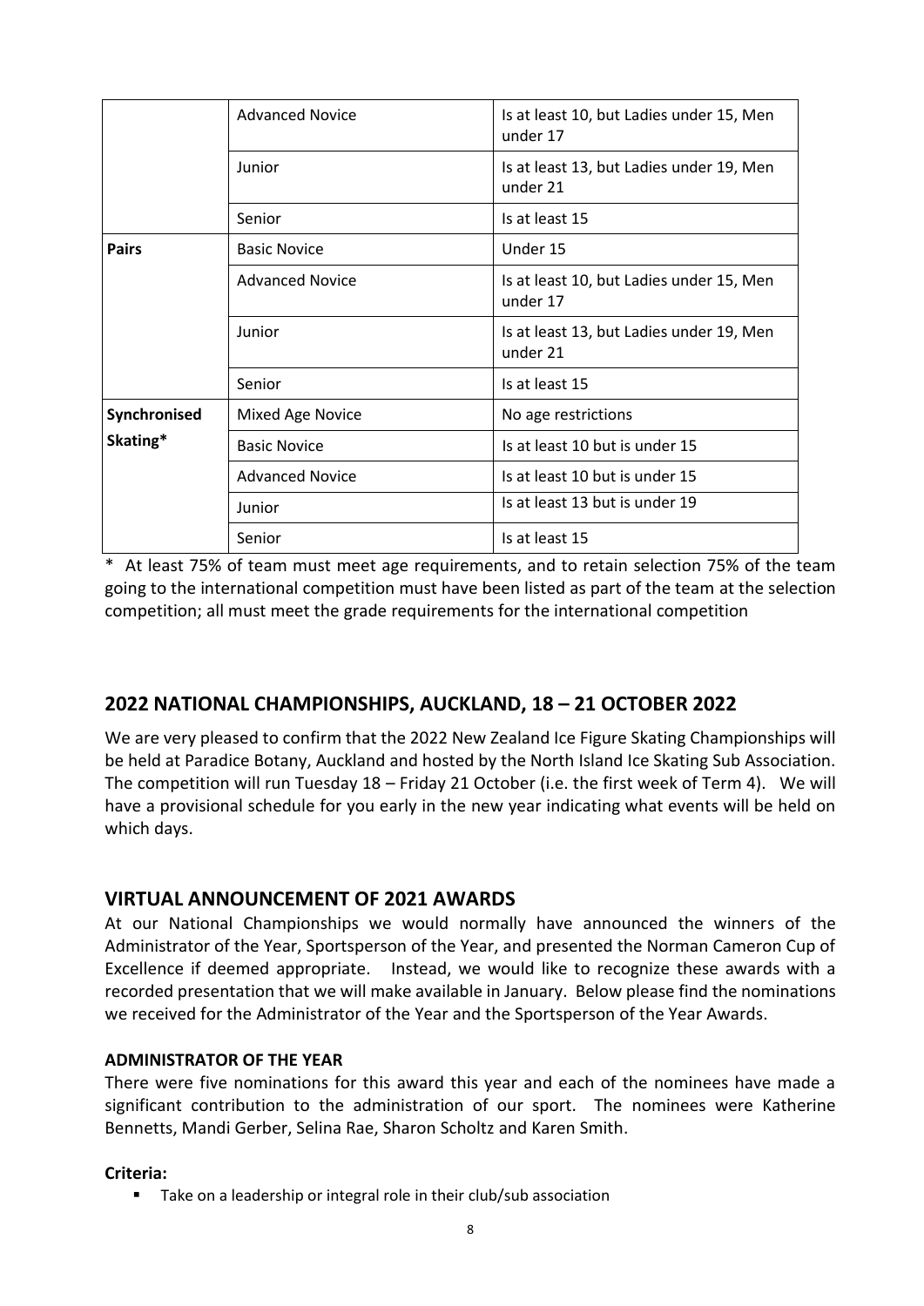| | | |
|---|---|---|
| | Advanced Novice | Is at least 10, but Ladies under 15, Men under 17 |
| | Junior | Is at least 13, but Ladies under 19, Men under 21 |
| | Senior | Is at least 15 |
| **Pairs** | Basic Novice | Under 15 |
| | Advanced Novice | Is at least 10, but Ladies under 15, Men under 17 |
| | Junior | Is at least 13, but Ladies under 19, Men under 21 |
| | Senior | Is at least 15 |
| **Synchronised Skating*** | Mixed Age Novice | No age restrictions |
| | Basic Novice | Is at least 10 but is under 15 |
| | Advanced Novice | Is at least 10 but is under 15 |
| | Junior | Is at least 13 but is under 19 |
| | Senior | Is at least 15 |

* At least 75% of team must meet age requirements, and to retain selection 75% of the team going to the international competition must have been listed as part of the team at the selection competition; all must meet the grade requirements for the international competition

## 2022 NATIONAL CHAMPIONSHIPS, AUCKLAND, 18 – 21 OCTOBER 2022

We are very pleased to confirm that the 2022 New Zealand Ice Figure Skating Championships will be held at Paradice Botany, Auckland and hosted by the North Island Ice Skating Sub Association. The competition will run Tuesday 18 – Friday 21 October (i.e. the first week of Term 4). We will have a provisional schedule for you early in the new year indicating what events will be held on which days.

## VIRTUAL ANNOUNCEMENT OF 2021 AWARDS

At our National Championships we would normally have announced the winners of the Administrator of the Year, Sportsperson of the Year, and presented the Norman Cameron Cup of Excellence if deemed appropriate. Instead, we would like to recognize these awards with a recorded presentation that we will make available in January. Below please find the nominations we received for the Administrator of the Year and the Sportsperson of the Year Awards.

### ADMINISTRATOR OF THE YEAR

There were five nominations for this award this year and each of the nominees have made a significant contribution to the administration of our sport. The nominees were Katherine Bennetts, Mandi Gerber, Selina Rae, Sharon Scholtz and Karen Smith.

**Criteria:**

- Take on a leadership or integral role in their club/sub association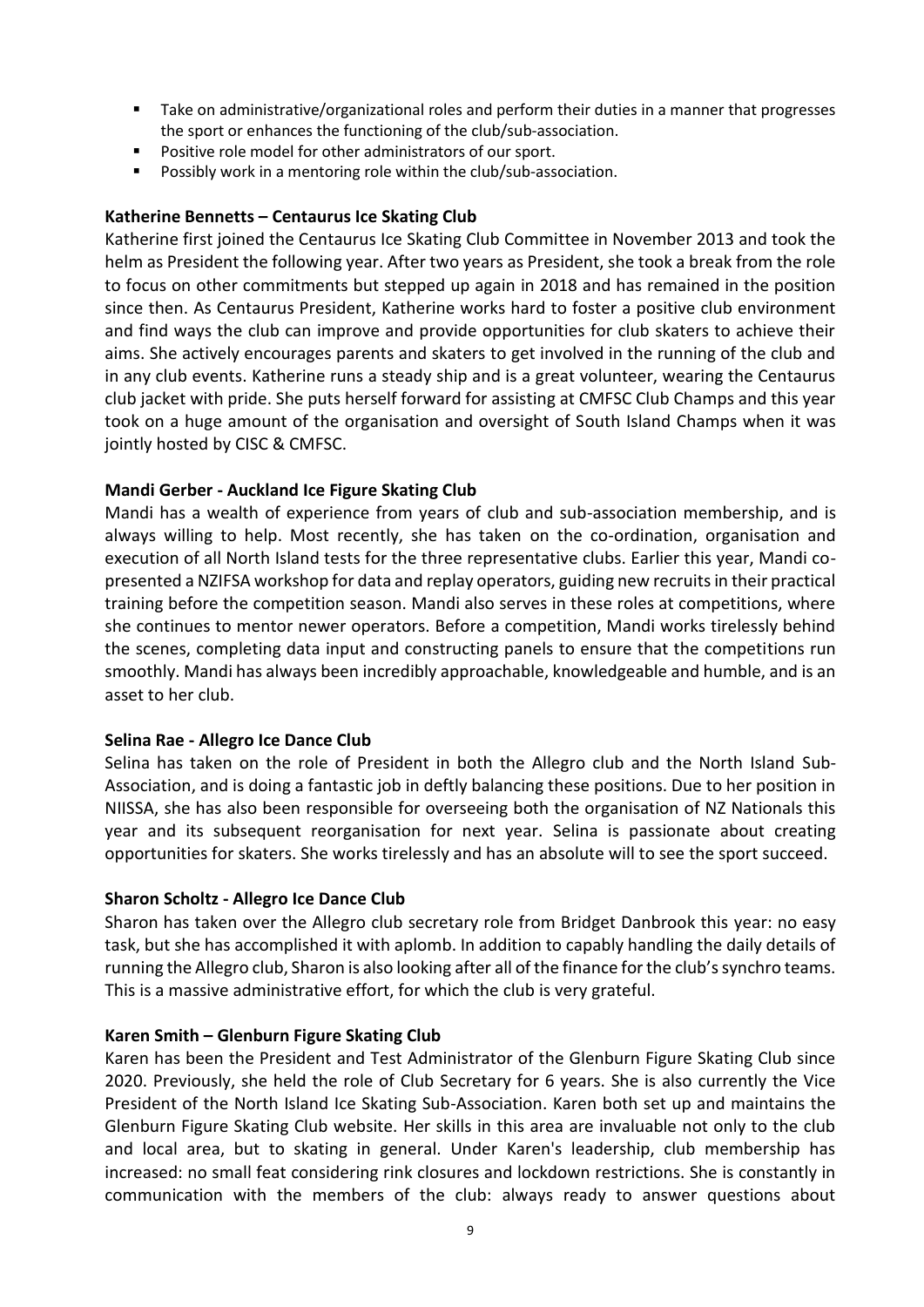- Take on administrative/organizational roles and perform their duties in a manner that progresses the sport or enhances the functioning of the club/sub-association.
- Positive role model for other administrators of our sport.
- Possibly work in a mentoring role within the club/sub-association.

**Katherine Bennetts – Centaurus Ice Skating Club**

Katherine first joined the Centaurus Ice Skating Club Committee in November 2013 and took the helm as President the following year. After two years as President, she took a break from the role to focus on other commitments but stepped up again in 2018 and has remained in the position since then. As Centaurus President, Katherine works hard to foster a positive club environment and find ways the club can improve and provide opportunities for club skaters to achieve their aims. She actively encourages parents and skaters to get involved in the running of the club and in any club events. Katherine runs a steady ship and is a great volunteer, wearing the Centaurus club jacket with pride. She puts herself forward for assisting at CMFSC Club Champs and this year took on a huge amount of the organisation and oversight of South Island Champs when it was jointly hosted by CISC & CMFSC.

**Mandi Gerber - Auckland Ice Figure Skating Club**

Mandi has a wealth of experience from years of club and sub-association membership, and is always willing to help. Most recently, she has taken on the co-ordination, organisation and execution of all North Island tests for the three representative clubs. Earlier this year, Mandi co-presented a NZIFSA workshop for data and replay operators, guiding new recruits in their practical training before the competition season. Mandi also serves in these roles at competitions, where she continues to mentor newer operators. Before a competition, Mandi works tirelessly behind the scenes, completing data input and constructing panels to ensure that the competitions run smoothly. Mandi has always been incredibly approachable, knowledgeable and humble, and is an asset to her club.

**Selina Rae - Allegro Ice Dance Club**

Selina has taken on the role of President in both the Allegro club and the North Island Sub-Association, and is doing a fantastic job in deftly balancing these positions. Due to her position in NIISSA, she has also been responsible for overseeing both the organisation of NZ Nationals this year and its subsequent reorganisation for next year. Selina is passionate about creating opportunities for skaters. She works tirelessly and has an absolute will to see the sport succeed.

**Sharon Scholtz - Allegro Ice Dance Club**

Sharon has taken over the Allegro club secretary role from Bridget Danbrook this year: no easy task, but she has accomplished it with aplomb. In addition to capably handling the daily details of running the Allegro club, Sharon is also looking after all of the finance for the club's synchro teams. This is a massive administrative effort, for which the club is very grateful.

**Karen Smith – Glenburn Figure Skating Club**

Karen has been the President and Test Administrator of the Glenburn Figure Skating Club since 2020. Previously, she held the role of Club Secretary for 6 years. She is also currently the Vice President of the North Island Ice Skating Sub-Association. Karen both set up and maintains the Glenburn Figure Skating Club website. Her skills in this area are invaluable not only to the club and local area, but to skating in general. Under Karen's leadership, club membership has increased: no small feat considering rink closures and lockdown restrictions. She is constantly in communication with the members of the club: always ready to answer questions about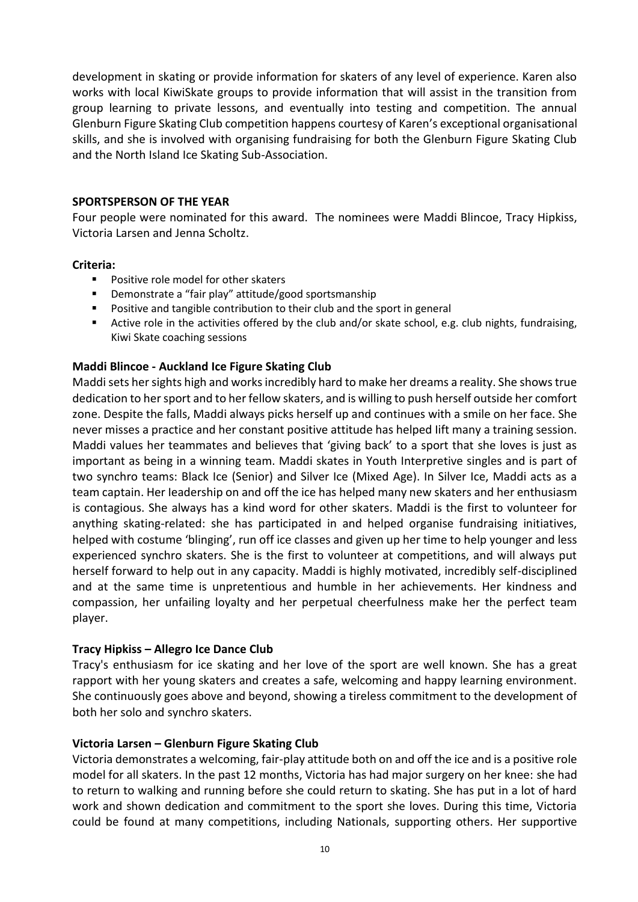development in skating or provide information for skaters of any level of experience. Karen also works with local KiwiSkate groups to provide information that will assist in the transition from group learning to private lessons, and eventually into testing and competition. The annual Glenburn Figure Skating Club competition happens courtesy of Karen's exceptional organisational skills, and she is involved with organising fundraising for both the Glenburn Figure Skating Club and the North Island Ice Skating Sub-Association.

## SPORTSPERSON OF THE YEAR

Four people were nominated for this award. The nominees were Maddi Blincoe, Tracy Hipkiss, Victoria Larsen and Jenna Scholtz.

**Criteria:**

- Positive role model for other skaters
- Demonstrate a "fair play" attitude/good sportsmanship
- Positive and tangible contribution to their club and the sport in general
- Active role in the activities offered by the club and/or skate school, e.g. club nights, fundraising, Kiwi Skate coaching sessions

### Maddi Blincoe - Auckland Ice Figure Skating Club

Maddi sets her sights high and works incredibly hard to make her dreams a reality. She shows true dedication to her sport and to her fellow skaters, and is willing to push herself outside her comfort zone. Despite the falls, Maddi always picks herself up and continues with a smile on her face. She never misses a practice and her constant positive attitude has helped lift many a training session. Maddi values her teammates and believes that 'giving back' to a sport that she loves is just as important as being in a winning team. Maddi skates in Youth Interpretive singles and is part of two synchro teams: Black Ice (Senior) and Silver Ice (Mixed Age). In Silver Ice, Maddi acts as a team captain. Her leadership on and off the ice has helped many new skaters and her enthusiasm is contagious. She always has a kind word for other skaters. Maddi is the first to volunteer for anything skating-related: she has participated in and helped organise fundraising initiatives, helped with costume 'blinging', run off ice classes and given up her time to help younger and less experienced synchro skaters. She is the first to volunteer at competitions, and will always put herself forward to help out in any capacity. Maddi is highly motivated, incredibly self-disciplined and at the same time is unpretentious and humble in her achievements. Her kindness and compassion, her unfailing loyalty and her perpetual cheerfulness make her the perfect team player.

### Tracy Hipkiss – Allegro Ice Dance Club

Tracy's enthusiasm for ice skating and her love of the sport are well known. She has a great rapport with her young skaters and creates a safe, welcoming and happy learning environment. She continuously goes above and beyond, showing a tireless commitment to the development of both her solo and synchro skaters.

### Victoria Larsen – Glenburn Figure Skating Club

Victoria demonstrates a welcoming, fair-play attitude both on and off the ice and is a positive role model for all skaters. In the past 12 months, Victoria has had major surgery on her knee: she had to return to walking and running before she could return to skating. She has put in a lot of hard work and shown dedication and commitment to the sport she loves. During this time, Victoria could be found at many competitions, including Nationals, supporting others. Her supportive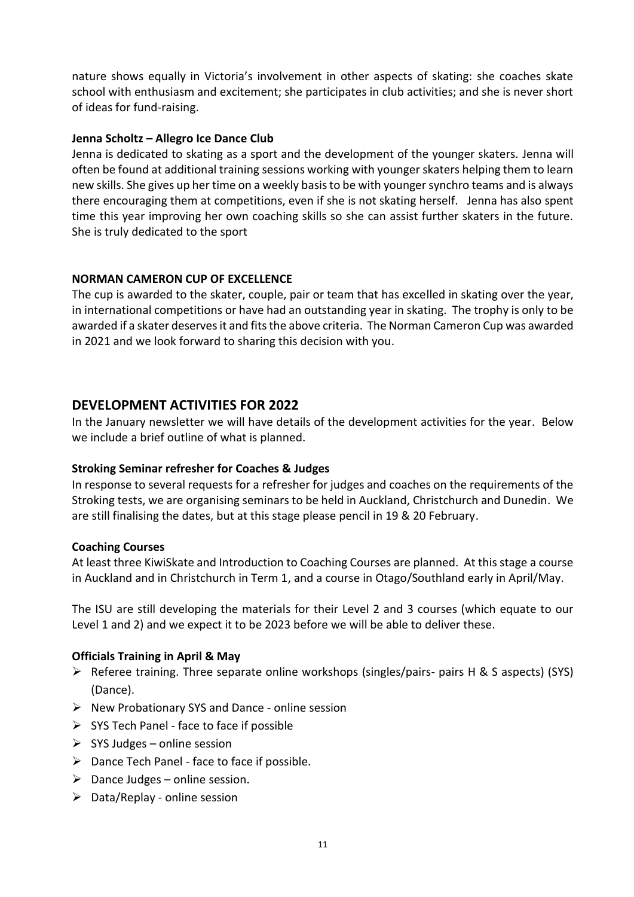nature shows equally in Victoria's involvement in other aspects of skating: she coaches skate school with enthusiasm and excitement; she participates in club activities; and she is never short of ideas for fund-raising.

**Jenna Scholtz – Allegro Ice Dance Club**

Jenna is dedicated to skating as a sport and the development of the younger skaters. Jenna will often be found at additional training sessions working with younger skaters helping them to learn new skills. She gives up her time on a weekly basis to be with younger synchro teams and is always there encouraging them at competitions, even if she is not skating herself. Jenna has also spent time this year improving her own coaching skills so she can assist further skaters in the future. She is truly dedicated to the sport

**NORMAN CAMERON CUP OF EXCELLENCE**

The cup is awarded to the skater, couple, pair or team that has excelled in skating over the year, in international competitions or have had an outstanding year in skating. The trophy is only to be awarded if a skater deserves it and fits the above criteria. The Norman Cameron Cup was awarded in 2021 and we look forward to sharing this decision with you.

## DEVELOPMENT ACTIVITIES FOR 2022

In the January newsletter we will have details of the development activities for the year. Below we include a brief outline of what is planned.

**Stroking Seminar refresher for Coaches & Judges**

In response to several requests for a refresher for judges and coaches on the requirements of the Stroking tests, we are organising seminars to be held in Auckland, Christchurch and Dunedin. We are still finalising the dates, but at this stage please pencil in 19 & 20 February.

**Coaching Courses**

At least three KiwiSkate and Introduction to Coaching Courses are planned. At this stage a course in Auckland and in Christchurch in Term 1, and a course in Otago/Southland early in April/May.

The ISU are still developing the materials for their Level 2 and 3 courses (which equate to our Level 1 and 2) and we expect it to be 2023 before we will be able to deliver these.

**Officials Training in April & May**

- Referee training. Three separate online workshops (singles/pairs- pairs H & S aspects) (SYS) (Dance).
- New Probationary SYS and Dance - online session
- SYS Tech Panel - face to face if possible
- SYS Judges – online session
- Dance Tech Panel - face to face if possible.
- Dance Judges – online session.
- Data/Replay - online session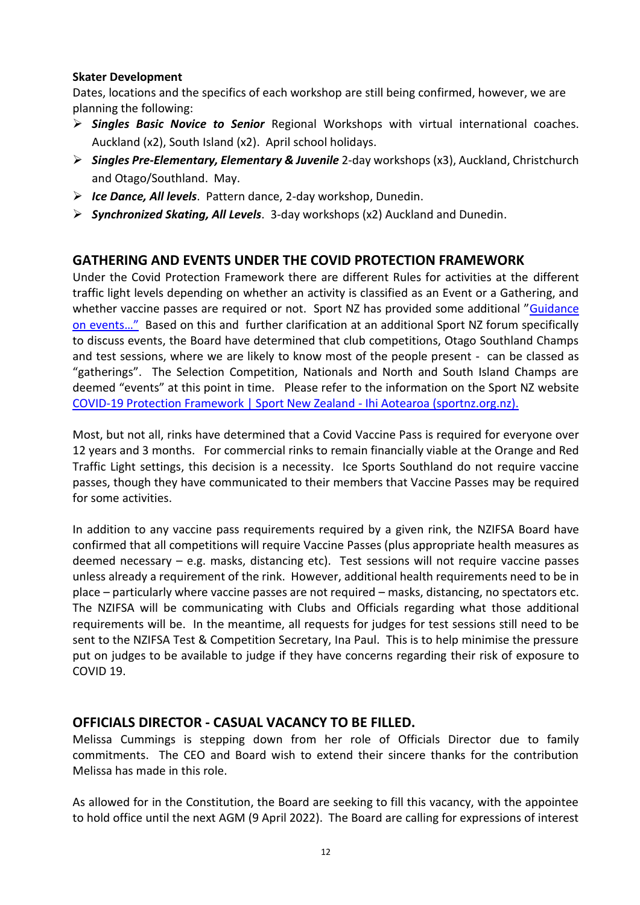**Skater Development**

Dates, locations and the specifics of each workshop are still being confirmed, however, we are planning the following:

- ***Singles Basic Novice to Senior*** Regional Workshops with virtual international coaches. Auckland (x2), South Island (x2). April school holidays.
- ***Singles Pre-Elementary, Elementary & Juvenile*** 2-day workshops (x3), Auckland, Christchurch and Otago/Southland. May.
- ***Ice Dance, All levels***. Pattern dance, 2-day workshop, Dunedin.
- ***Synchronized Skating, All Levels***. 3-day workshops (x2) Auckland and Dunedin.

## GATHERING AND EVENTS UNDER THE COVID PROTECTION FRAMEWORK

Under the Covid Protection Framework there are different Rules for activities at the different traffic light levels depending on whether an activity is classified as an Event or a Gathering, and whether vaccine passes are required or not. Sport NZ has provided some additional "Guidance on events…" Based on this and further clarification at an additional Sport NZ forum specifically to discuss events, the Board have determined that club competitions, Otago Southland Champs and test sessions, where we are likely to know most of the people present - can be classed as "gatherings". The Selection Competition, Nationals and North and South Island Champs are deemed "events" at this point in time. Please refer to the information on the Sport NZ website COVID-19 Protection Framework | Sport New Zealand - Ihi Aotearoa (sportnz.org.nz).

Most, but not all, rinks have determined that a Covid Vaccine Pass is required for everyone over 12 years and 3 months. For commercial rinks to remain financially viable at the Orange and Red Traffic Light settings, this decision is a necessity. Ice Sports Southland do not require vaccine passes, though they have communicated to their members that Vaccine Passes may be required for some activities.

In addition to any vaccine pass requirements required by a given rink, the NZIFSA Board have confirmed that all competitions will require Vaccine Passes (plus appropriate health measures as deemed necessary – e.g. masks, distancing etc). Test sessions will not require vaccine passes unless already a requirement of the rink. However, additional health requirements need to be in place – particularly where vaccine passes are not required – masks, distancing, no spectators etc. The NZIFSA will be communicating with Clubs and Officials regarding what those additional requirements will be. In the meantime, all requests for judges for test sessions still need to be sent to the NZIFSA Test & Competition Secretary, Ina Paul. This is to help minimise the pressure put on judges to be available to judge if they have concerns regarding their risk of exposure to COVID 19.

## OFFICIALS DIRECTOR - CASUAL VACANCY TO BE FILLED.

Melissa Cummings is stepping down from her role of Officials Director due to family commitments. The CEO and Board wish to extend their sincere thanks for the contribution Melissa has made in this role.

As allowed for in the Constitution, the Board are seeking to fill this vacancy, with the appointee to hold office until the next AGM (9 April 2022). The Board are calling for expressions of interest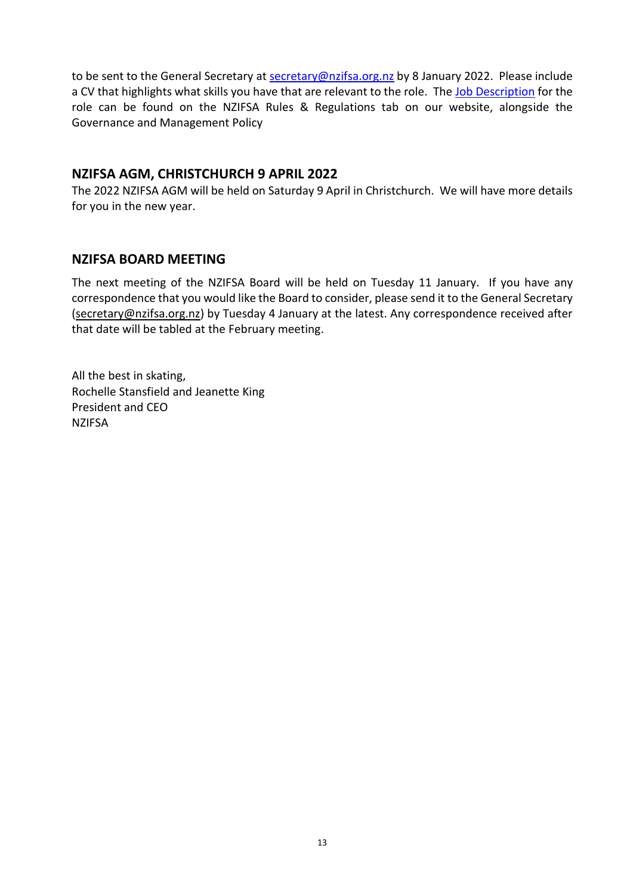to be sent to the General Secretary at secretary@nzifsa.org.nz by 8 January 2022. Please include a CV that highlights what skills you have that are relevant to the role. The Job Description for the role can be found on the NZIFSA Rules & Regulations tab on our website, alongside the Governance and Management Policy

## NZIFSA AGM, CHRISTCHURCH 9 APRIL 2022

The 2022 NZIFSA AGM will be held on Saturday 9 April in Christchurch. We will have more details for you in the new year.

## NZIFSA BOARD MEETING

The next meeting of the NZIFSA Board will be held on Tuesday 11 January. If you have any correspondence that you would like the Board to consider, please send it to the General Secretary (secretary@nzifsa.org.nz) by Tuesday 4 January at the latest. Any correspondence received after that date will be tabled at the February meeting.

All the best in skating,
Rochelle Stansfield and Jeanette King
President and CEO
NZIFSA